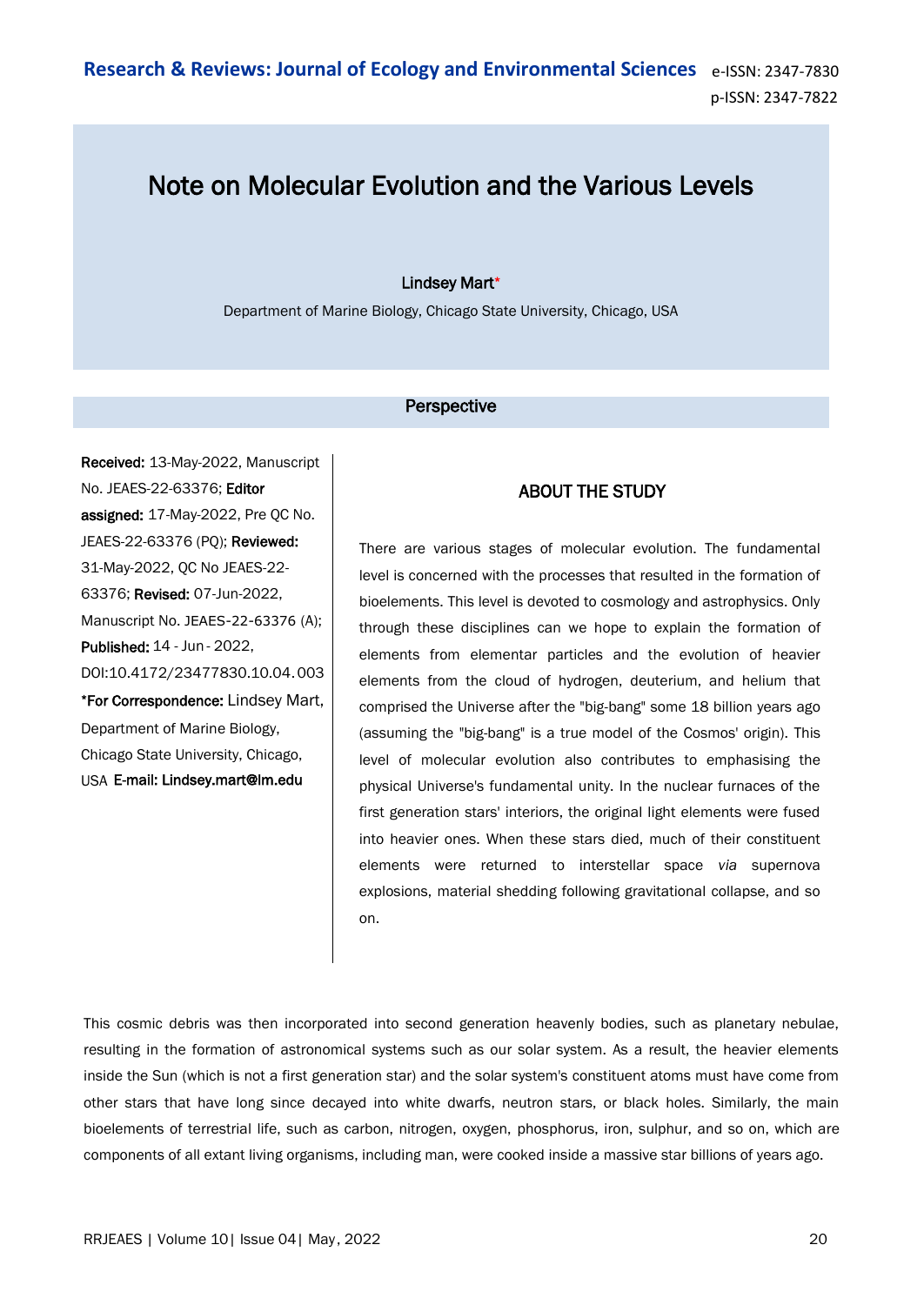# Note on Molecular Evolution and the Various Levels

**Lindsey Mart***

Department of Marine Biology, Chicago State University, Chicago, USA

## Perspective

**Received:** 13-May-2022, Manuscript No. JEAES-22-63376; **Editor assigned:** 17-May-2022, Pre QC No. JEAES-22-63376 (PQ); **Reviewed:** 31-May-2022, QC No JEAES-22-63376; **Revised:** 07-Jun-2022, Manuscript No. JEAES-22-63376 (A); **Published:** 14 - Jun - 2022, DOI:10.4172/23477830.10.04.003

***For Correspondence:** Lindsey Mart, Department of Marine Biology, Chicago State University, Chicago, USA **E-mail: Lindsey.mart@lm.edu**

## ABOUT THE STUDY

There are various stages of molecular evolution. The fundamental level is concerned with the processes that resulted in the formation of bioelements. This level is devoted to cosmology and astrophysics. Only through these disciplines can we hope to explain the formation of elements from elementar particles and the evolution of heavier elements from the cloud of hydrogen, deuterium, and helium that comprised the Universe after the "big-bang" some 18 billion years ago (assuming the "big-bang" is a true model of the Cosmos' origin). This level of molecular evolution also contributes to emphasising the physical Universe's fundamental unity. In the nuclear furnaces of the first generation stars' interiors, the original light elements were fused into heavier ones. When these stars died, much of their constituent elements were returned to interstellar space *via* supernova explosions, material shedding following gravitational collapse, and so on.

This cosmic debris was then incorporated into second generation heavenly bodies, such as planetary nebulae, resulting in the formation of astronomical systems such as our solar system. As a result, the heavier elements inside the Sun (which is not a first generation star) and the solar system's constituent atoms must have come from other stars that have long since decayed into white dwarfs, neutron stars, or black holes. Similarly, the main bioelements of terrestrial life, such as carbon, nitrogen, oxygen, phosphorus, iron, sulphur, and so on, which are components of all extant living organisms, including man, were cooked inside a massive star billions of years ago.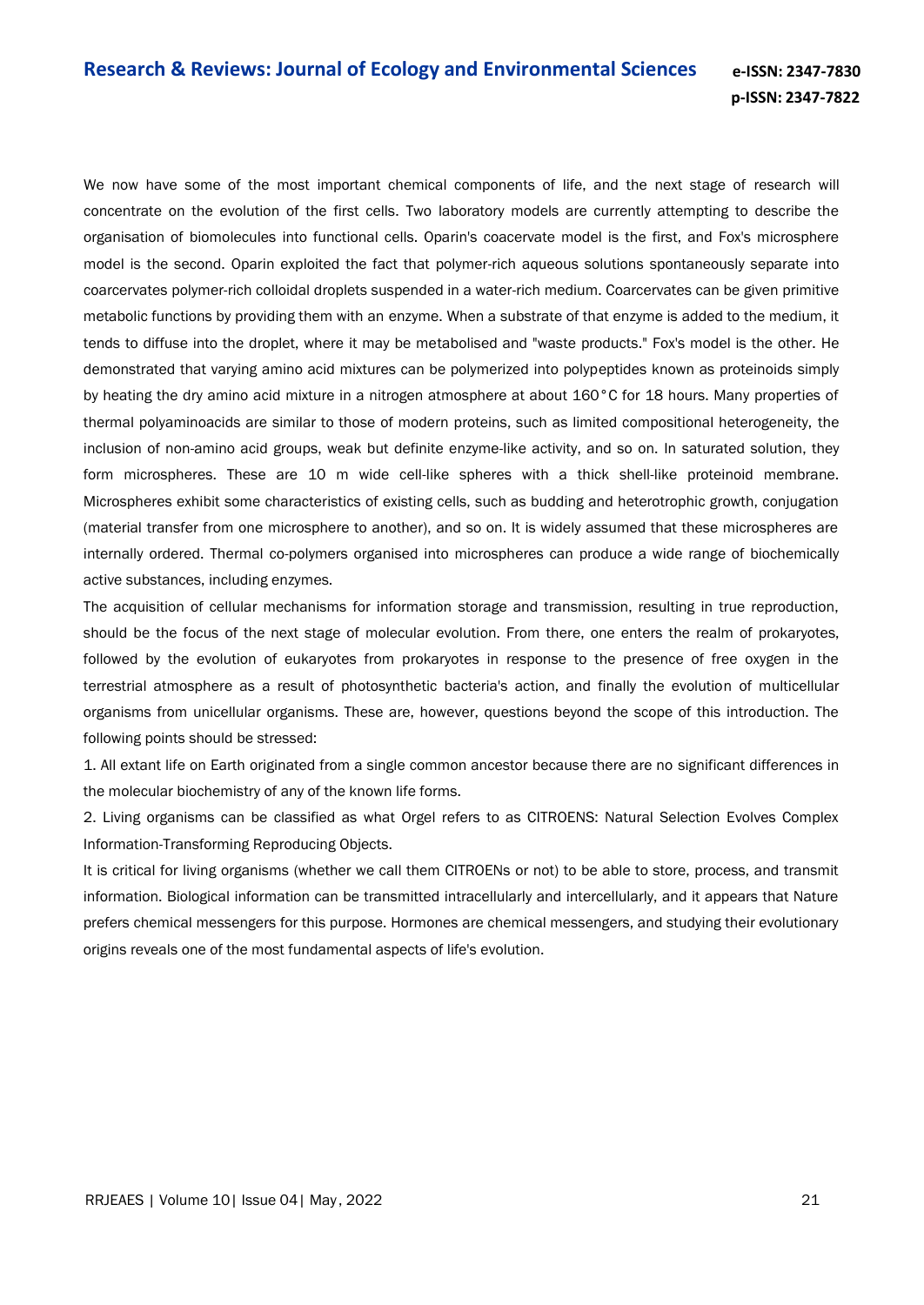We now have some of the most important chemical components of life, and the next stage of research will concentrate on the evolution of the first cells. Two laboratory models are currently attempting to describe the organisation of biomolecules into functional cells. Oparin's coacervate model is the first, and Fox's microsphere model is the second. Oparin exploited the fact that polymer-rich aqueous solutions spontaneously separate into coarcervates polymer-rich colloidal droplets suspended in a water-rich medium. Coarcervates can be given primitive metabolic functions by providing them with an enzyme. When a substrate of that enzyme is added to the medium, it tends to diffuse into the droplet, where it may be metabolised and "waste products." Fox's model is the other. He demonstrated that varying amino acid mixtures can be polymerized into polypeptides known as proteinoids simply by heating the dry amino acid mixture in a nitrogen atmosphere at about 160°C for 18 hours. Many properties of thermal polyaminoacids are similar to those of modern proteins, such as limited compositional heterogeneity, the inclusion of non-amino acid groups, weak but definite enzyme-like activity, and so on. In saturated solution, they form microspheres. These are 10 m wide cell-like spheres with a thick shell-like proteinoid membrane. Microspheres exhibit some characteristics of existing cells, such as budding and heterotrophic growth, conjugation (material transfer from one microsphere to another), and so on. It is widely assumed that these microspheres are internally ordered. Thermal co-polymers organised into microspheres can produce a wide range of biochemically active substances, including enzymes.

The acquisition of cellular mechanisms for information storage and transmission, resulting in true reproduction, should be the focus of the next stage of molecular evolution. From there, one enters the realm of prokaryotes, followed by the evolution of eukaryotes from prokaryotes in response to the presence of free oxygen in the terrestrial atmosphere as a result of photosynthetic bacteria's action, and finally the evolution of multicellular organisms from unicellular organisms. These are, however, questions beyond the scope of this introduction. The following points should be stressed:

1. All extant life on Earth originated from a single common ancestor because there are no significant differences in the molecular biochemistry of any of the known life forms.
2. Living organisms can be classified as what Orgel refers to as CITROENS: Natural Selection Evolves Complex Information-Transforming Reproducing Objects.

It is critical for living organisms (whether we call them CITROENs or not) to be able to store, process, and transmit information. Biological information can be transmitted intracellularly and intercellularly, and it appears that Nature prefers chemical messengers for this purpose. Hormones are chemical messengers, and studying their evolutionary origins reveals one of the most fundamental aspects of life's evolution.